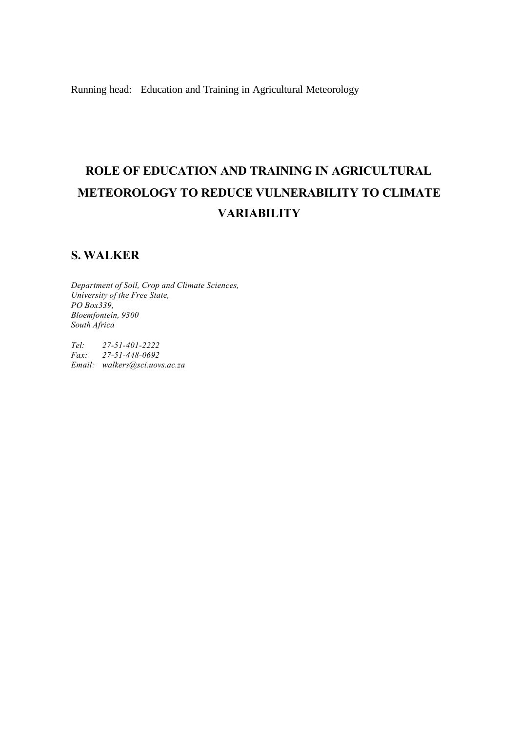Running head: Education and Training in Agricultural Meteorology

# ROLE OF EDUCATION AND TRAINING IN AGRICULTURAL METEOROLOGY TO REDUCE VULNERABILITY TO CLIMATE VARIABILITY

## S. WALKER

*Department of Soil, Crop and Climate Sciences,*
*University of the Free State,*
*PO Box339,*
*Bloemfontein, 9300*
*South Africa*

*Tel: 27-51-401-2222*
*Fax: 27-51-448-0692*
*Email: walkers@sci.uovs.ac.za*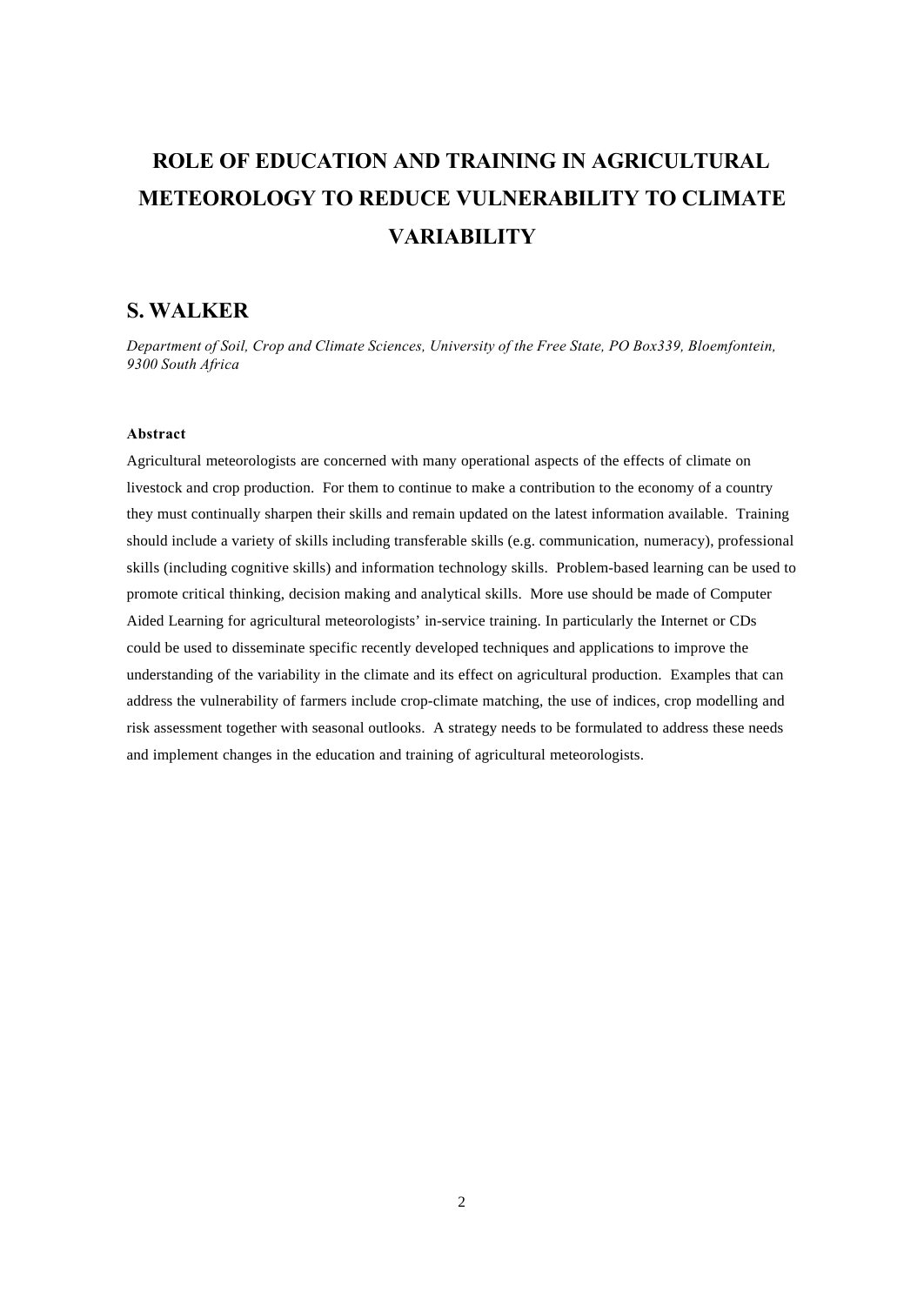# ROLE OF EDUCATION AND TRAINING IN AGRICULTURAL METEOROLOGY TO REDUCE VULNERABILITY TO CLIMATE VARIABILITY

## S. WALKER

*Department of Soil, Crop and Climate Sciences, University of the Free State, PO Box339, Bloemfontein, 9300 South Africa*

### Abstract

Agricultural meteorologists are concerned with many operational aspects of the effects of climate on livestock and crop production. For them to continue to make a contribution to the economy of a country they must continually sharpen their skills and remain updated on the latest information available. Training should include a variety of skills including transferable skills (e.g. communication, numeracy), professional skills (including cognitive skills) and information technology skills. Problem-based learning can be used to promote critical thinking, decision making and analytical skills. More use should be made of Computer Aided Learning for agricultural meteorologists' in-service training. In particularly the Internet or CDs could be used to disseminate specific recently developed techniques and applications to improve the understanding of the variability in the climate and its effect on agricultural production. Examples that can address the vulnerability of farmers include crop-climate matching, the use of indices, crop modelling and risk assessment together with seasonal outlooks. A strategy needs to be formulated to address these needs and implement changes in the education and training of agricultural meteorologists.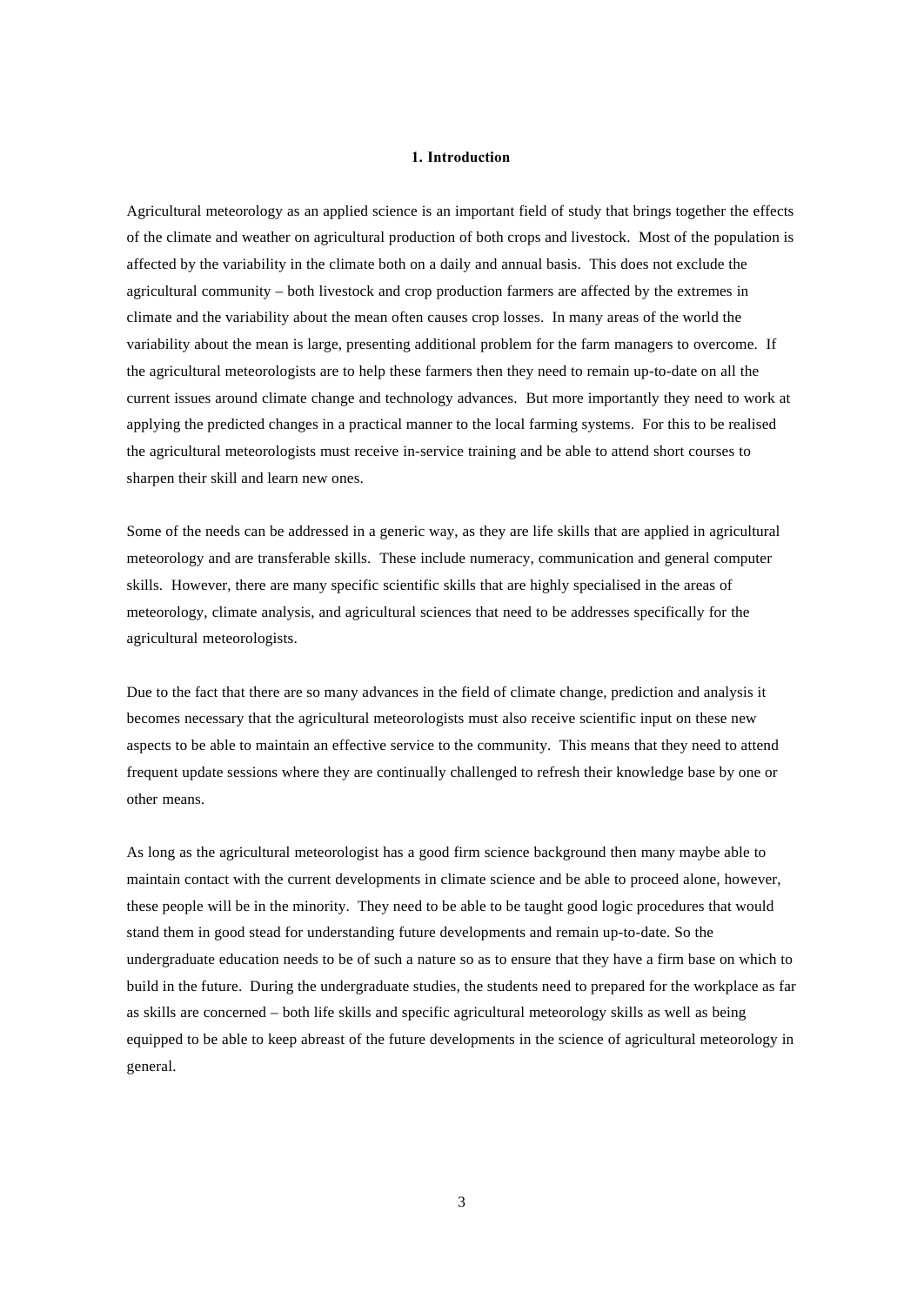# 1. Introduction

Agricultural meteorology as an applied science is an important field of study that brings together the effects of the climate and weather on agricultural production of both crops and livestock.  Most of the population is affected by the variability in the climate both on a daily and annual basis.  This does not exclude the agricultural community – both livestock and crop production farmers are affected by the extremes in climate and the variability about the mean often causes crop losses.  In many areas of the world the variability about the mean is large, presenting additional problem for the farm managers to overcome.  If the agricultural meteorologists are to help these farmers then they need to remain up-to-date on all the current issues around climate change and technology advances.  But more importantly they need to work at applying the predicted changes in a practical manner to the local farming systems.  For this to be realised the agricultural meteorologists must receive in-service training and be able to attend short courses to sharpen their skill and learn new ones.

Some of the needs can be addressed in a generic way, as they are life skills that are applied in agricultural meteorology and are transferable skills.  These include numeracy, communication and general computer skills.  However, there are many specific scientific skills that are highly specialised in the areas of meteorology, climate analysis, and agricultural sciences that need to be addresses specifically for the agricultural meteorologists.

Due to the fact that there are so many advances in the field of climate change, prediction and analysis it becomes necessary that the agricultural meteorologists must also receive scientific input on these new aspects to be able to maintain an effective service to the community.  This means that they need to attend frequent update sessions where they are continually challenged to refresh their knowledge base by one or other means.

As long as the agricultural meteorologist has a good firm science background then many maybe able to maintain contact with the current developments in climate science and be able to proceed alone, however, these people will be in the minority.  They need to be able to be taught good logic procedures that would stand them in good stead for understanding future developments and remain up-to-date. So the undergraduate education needs to be of such a nature so as to ensure that they have a firm base on which to build in the future.  During the undergraduate studies, the students need to prepared for the workplace as far as skills are concerned – both life skills and specific agricultural meteorology skills as well as being equipped to be able to keep abreast of the future developments in the science of agricultural meteorology in general.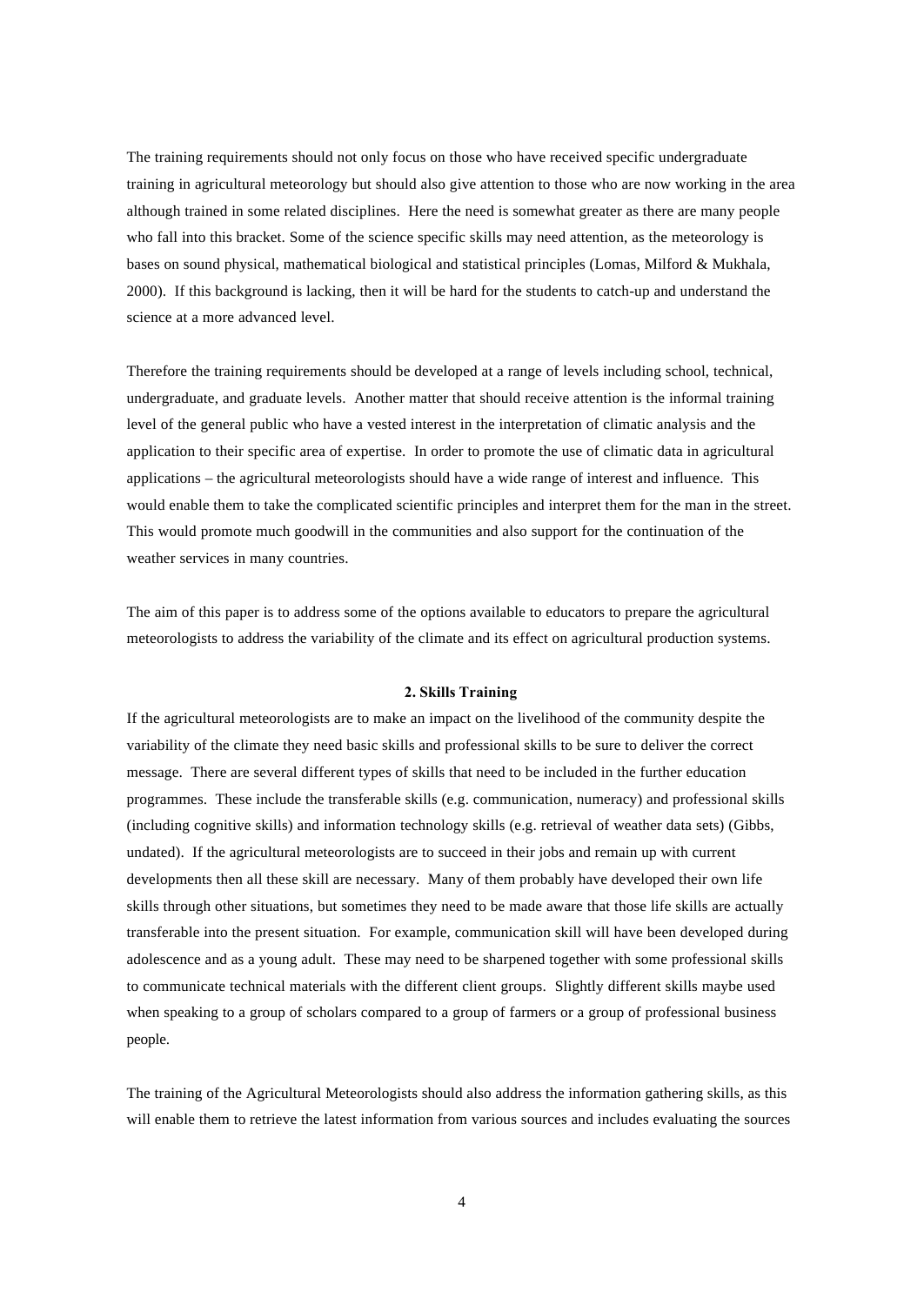The training requirements should not only focus on those who have received specific undergraduate training in agricultural meteorology but should also give attention to those who are now working in the area although trained in some related disciplines. Here the need is somewhat greater as there are many people who fall into this bracket. Some of the science specific skills may need attention, as the meteorology is bases on sound physical, mathematical biological and statistical principles (Lomas, Milford & Mukhala, 2000). If this background is lacking, then it will be hard for the students to catch-up and understand the science at a more advanced level.

Therefore the training requirements should be developed at a range of levels including school, technical, undergraduate, and graduate levels. Another matter that should receive attention is the informal training level of the general public who have a vested interest in the interpretation of climatic analysis and the application to their specific area of expertise. In order to promote the use of climatic data in agricultural applications – the agricultural meteorologists should have a wide range of interest and influence. This would enable them to take the complicated scientific principles and interpret them for the man in the street. This would promote much goodwill in the communities and also support for the continuation of the weather services in many countries.

The aim of this paper is to address some of the options available to educators to prepare the agricultural meteorologists to address the variability of the climate and its effect on agricultural production systems.

## 2. Skills Training

If the agricultural meteorologists are to make an impact on the livelihood of the community despite the variability of the climate they need basic skills and professional skills to be sure to deliver the correct message. There are several different types of skills that need to be included in the further education programmes. These include the transferable skills (e.g. communication, numeracy) and professional skills (including cognitive skills) and information technology skills (e.g. retrieval of weather data sets) (Gibbs, undated). If the agricultural meteorologists are to succeed in their jobs and remain up with current developments then all these skill are necessary. Many of them probably have developed their own life skills through other situations, but sometimes they need to be made aware that those life skills are actually transferable into the present situation. For example, communication skill will have been developed during adolescence and as a young adult. These may need to be sharpened together with some professional skills to communicate technical materials with the different client groups. Slightly different skills maybe used when speaking to a group of scholars compared to a group of farmers or a group of professional business people.

The training of the Agricultural Meteorologists should also address the information gathering skills, as this will enable them to retrieve the latest information from various sources and includes evaluating the sources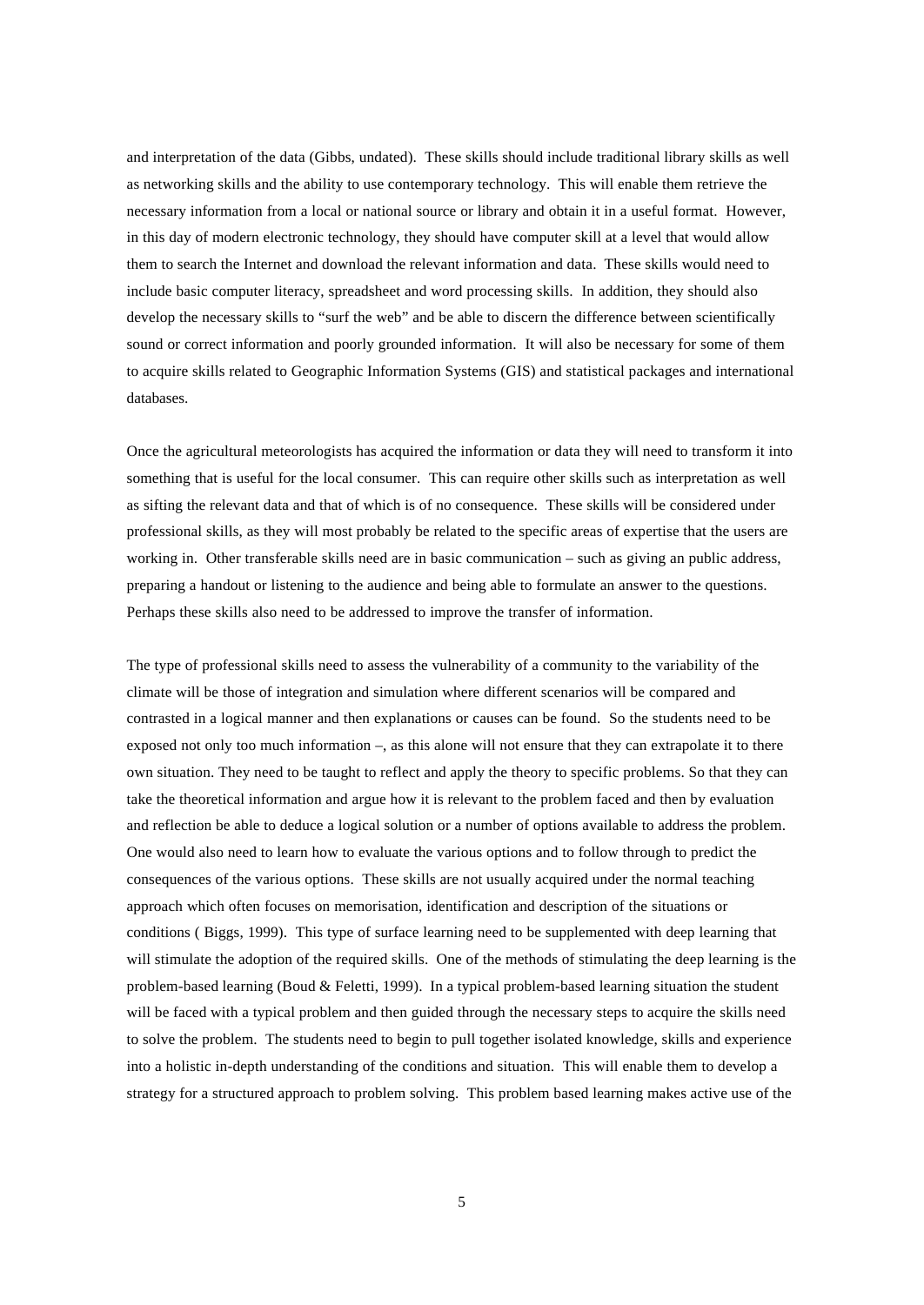and interpretation of the data (Gibbs, undated). These skills should include traditional library skills as well as networking skills and the ability to use contemporary technology. This will enable them retrieve the necessary information from a local or national source or library and obtain it in a useful format. However, in this day of modern electronic technology, they should have computer skill at a level that would allow them to search the Internet and download the relevant information and data. These skills would need to include basic computer literacy, spreadsheet and word processing skills. In addition, they should also develop the necessary skills to "surf the web" and be able to discern the difference between scientifically sound or correct information and poorly grounded information. It will also be necessary for some of them to acquire skills related to Geographic Information Systems (GIS) and statistical packages and international databases.

Once the agricultural meteorologists has acquired the information or data they will need to transform it into something that is useful for the local consumer. This can require other skills such as interpretation as well as sifting the relevant data and that of which is of no consequence. These skills will be considered under professional skills, as they will most probably be related to the specific areas of expertise that the users are working in. Other transferable skills need are in basic communication – such as giving an public address, preparing a handout or listening to the audience and being able to formulate an answer to the questions. Perhaps these skills also need to be addressed to improve the transfer of information.

The type of professional skills need to assess the vulnerability of a community to the variability of the climate will be those of integration and simulation where different scenarios will be compared and contrasted in a logical manner and then explanations or causes can be found. So the students need to be exposed not only too much information –, as this alone will not ensure that they can extrapolate it to there own situation. They need to be taught to reflect and apply the theory to specific problems. So that they can take the theoretical information and argue how it is relevant to the problem faced and then by evaluation and reflection be able to deduce a logical solution or a number of options available to address the problem. One would also need to learn how to evaluate the various options and to follow through to predict the consequences of the various options. These skills are not usually acquired under the normal teaching approach which often focuses on memorisation, identification and description of the situations or conditions ( Biggs, 1999). This type of surface learning need to be supplemented with deep learning that will stimulate the adoption of the required skills. One of the methods of stimulating the deep learning is the problem-based learning (Boud & Feletti, 1999). In a typical problem-based learning situation the student will be faced with a typical problem and then guided through the necessary steps to acquire the skills need to solve the problem. The students need to begin to pull together isolated knowledge, skills and experience into a holistic in-depth understanding of the conditions and situation. This will enable them to develop a strategy for a structured approach to problem solving. This problem based learning makes active use of the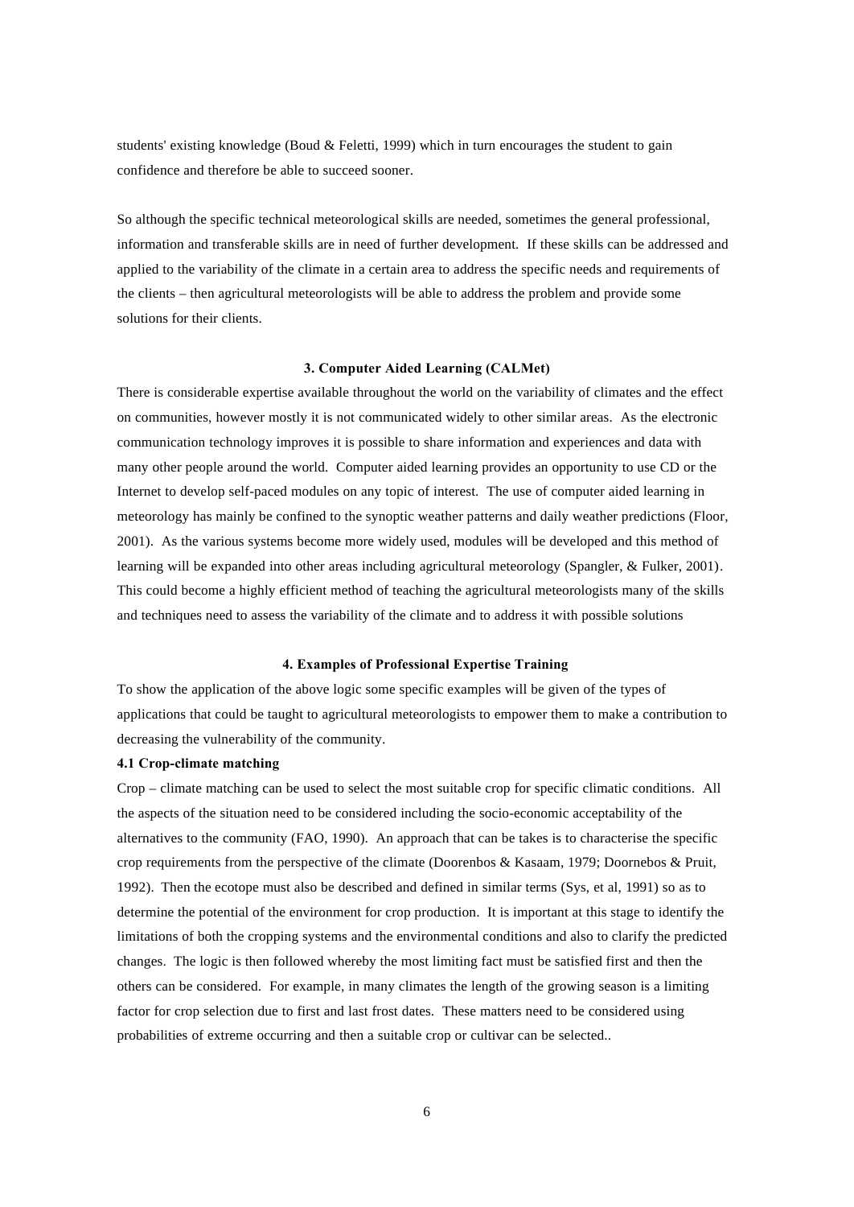students' existing knowledge (Boud & Feletti, 1999) which in turn encourages the student to gain confidence and therefore be able to succeed sooner.

So although the specific technical meteorological skills are needed, sometimes the general professional, information and transferable skills are in need of further development. If these skills can be addressed and applied to the variability of the climate in a certain area to address the specific needs and requirements of the clients – then agricultural meteorologists will be able to address the problem and provide some solutions for their clients.

## 3. Computer Aided Learning (CALMet)

There is considerable expertise available throughout the world on the variability of climates and the effect on communities, however mostly it is not communicated widely to other similar areas. As the electronic communication technology improves it is possible to share information and experiences and data with many other people around the world. Computer aided learning provides an opportunity to use CD or the Internet to develop self-paced modules on any topic of interest. The use of computer aided learning in meteorology has mainly be confined to the synoptic weather patterns and daily weather predictions (Floor, 2001). As the various systems become more widely used, modules will be developed and this method of learning will be expanded into other areas including agricultural meteorology (Spangler, & Fulker, 2001). This could become a highly efficient method of teaching the agricultural meteorologists many of the skills and techniques need to assess the variability of the climate and to address it with possible solutions

## 4. Examples of Professional Expertise Training

To show the application of the above logic some specific examples will be given of the types of applications that could be taught to agricultural meteorologists to empower them to make a contribution to decreasing the vulnerability of the community.

### 4.1 Crop-climate matching

Crop – climate matching can be used to select the most suitable crop for specific climatic conditions. All the aspects of the situation need to be considered including the socio-economic acceptability of the alternatives to the community (FAO, 1990). An approach that can be takes is to characterise the specific crop requirements from the perspective of the climate (Doorenbos & Kasaam, 1979; Doornebos & Pruit, 1992). Then the ecotope must also be described and defined in similar terms (Sys, et al, 1991) so as to determine the potential of the environment for crop production. It is important at this stage to identify the limitations of both the cropping systems and the environmental conditions and also to clarify the predicted changes. The logic is then followed whereby the most limiting fact must be satisfied first and then the others can be considered. For example, in many climates the length of the growing season is a limiting factor for crop selection due to first and last frost dates. These matters need to be considered using probabilities of extreme occurring and then a suitable crop or cultivar can be selected..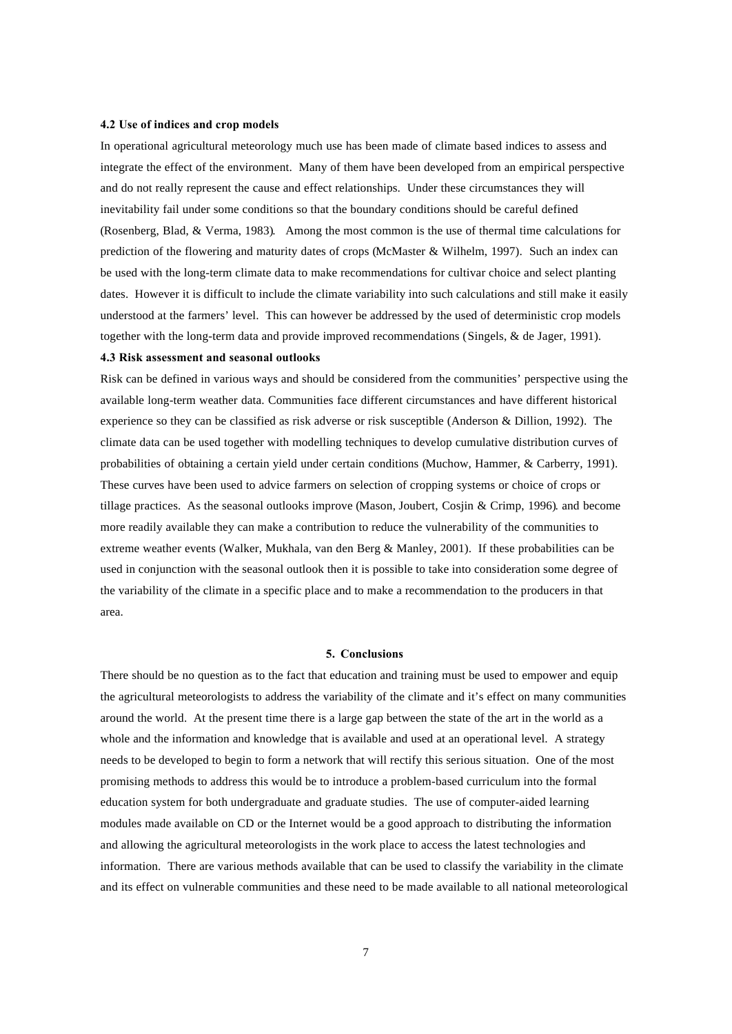**4.2 Use of indices and crop models**

In operational agricultural meteorology much use has been made of climate based indices to assess and integrate the effect of the environment. Many of them have been developed from an empirical perspective and do not really represent the cause and effect relationships. Under these circumstances they will inevitability fail under some conditions so that the boundary conditions should be careful defined (Rosenberg, Blad, & Verma, 1983). Among the most common is the use of thermal time calculations for prediction of the flowering and maturity dates of crops (McMaster & Wilhelm, 1997). Such an index can be used with the long-term climate data to make recommendations for cultivar choice and select planting dates. However it is difficult to include the climate variability into such calculations and still make it easily understood at the farmers' level. This can however be addressed by the used of deterministic crop models together with the long-term data and provide improved recommendations (Singels, & de Jager, 1991).

**4.3 Risk assessment and seasonal outlooks**

Risk can be defined in various ways and should be considered from the communities' perspective using the available long-term weather data. Communities face different circumstances and have different historical experience so they can be classified as risk adverse or risk susceptible (Anderson & Dillion, 1992). The climate data can be used together with modelling techniques to develop cumulative distribution curves of probabilities of obtaining a certain yield under certain conditions (Muchow, Hammer, & Carberry, 1991). These curves have been used to advice farmers on selection of cropping systems or choice of crops or tillage practices. As the seasonal outlooks improve (Mason, Joubert, Cosjin & Crimp, 1996). and become more readily available they can make a contribution to reduce the vulnerability of the communities to extreme weather events (Walker, Mukhala, van den Berg & Manley, 2001). If these probabilities can be used in conjunction with the seasonal outlook then it is possible to take into consideration some degree of the variability of the climate in a specific place and to make a recommendation to the producers in that area.

## 5. Conclusions

There should be no question as to the fact that education and training must be used to empower and equip the agricultural meteorologists to address the variability of the climate and it's effect on many communities around the world. At the present time there is a large gap between the state of the art in the world as a whole and the information and knowledge that is available and used at an operational level. A strategy needs to be developed to begin to form a network that will rectify this serious situation. One of the most promising methods to address this would be to introduce a problem-based curriculum into the formal education system for both undergraduate and graduate studies. The use of computer-aided learning modules made available on CD or the Internet would be a good approach to distributing the information and allowing the agricultural meteorologists in the work place to access the latest technologies and information. There are various methods available that can be used to classify the variability in the climate and its effect on vulnerable communities and these need to be made available to all national meteorological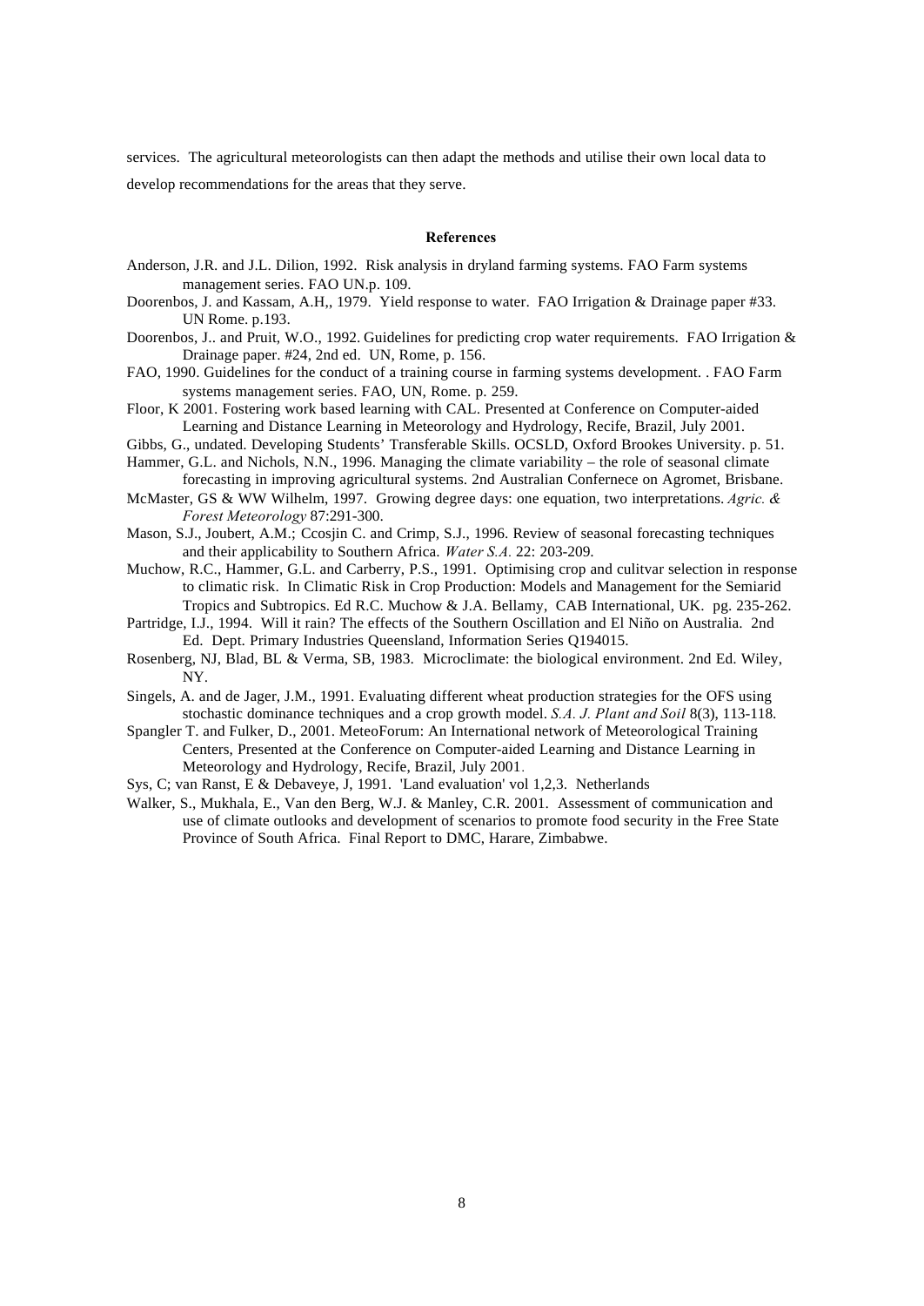services. The agricultural meteorologists can then adapt the methods and utilise their own local data to develop recommendations for the areas that they serve.

## References

Anderson, J.R. and J.L. Dilion, 1992. Risk analysis in dryland farming systems. FAO Farm systems management series. FAO UN.p. 109.

Doorenbos, J. and Kassam, A.H,, 1979. Yield response to water. FAO Irrigation & Drainage paper #33. UN Rome. p.193.

Doorenbos, J.. and Pruit, W.O., 1992. Guidelines for predicting crop water requirements. FAO Irrigation & Drainage paper. #24, 2nd ed. UN, Rome, p. 156.

FAO, 1990. Guidelines for the conduct of a training course in farming systems development. . FAO Farm systems management series. FAO, UN, Rome. p. 259.

Floor, K 2001. Fostering work based learning with CAL. Presented at Conference on Computer-aided Learning and Distance Learning in Meteorology and Hydrology, Recife, Brazil, July 2001.

Gibbs, G., undated. Developing Students' Transferable Skills. OCSLD, Oxford Brookes University. p. 51.

Hammer, G.L. and Nichols, N.N., 1996. Managing the climate variability – the role of seasonal climate forecasting in improving agricultural systems. 2nd Australian Confernece on Agromet, Brisbane.

McMaster, GS & WW Wilhelm, 1997. Growing degree days: one equation, two interpretations. *Agric. & Forest Meteorology* 87:291-300.

Mason, S.J., Joubert, A.M.; Ccosjin C. and Crimp, S.J., 1996. Review of seasonal forecasting techniques and their applicability to Southern Africa. *Water S.A.* 22: 203-209.

Muchow, R.C., Hammer, G.L. and Carberry, P.S., 1991. Optimising crop and culitvar selection in response to climatic risk. In Climatic Risk in Crop Production: Models and Management for the Semiarid Tropics and Subtropics. Ed R.C. Muchow & J.A. Bellamy, CAB International, UK. pg. 235-262.

Partridge, I.J., 1994. Will it rain? The effects of the Southern Oscillation and El Niño on Australia. 2nd Ed. Dept. Primary Industries Queensland, Information Series Q194015.

Rosenberg, NJ, Blad, BL & Verma, SB, 1983. Microclimate: the biological environment. 2nd Ed. Wiley, NY.

Singels, A. and de Jager, J.M., 1991. Evaluating different wheat production strategies for the OFS using stochastic dominance techniques and a crop growth model. *S.A. J. Plant and Soil* 8(3), 113-118.

Spangler T. and Fulker, D., 2001. MeteoForum: An International network of Meteorological Training Centers, Presented at the Conference on Computer-aided Learning and Distance Learning in Meteorology and Hydrology, Recife, Brazil, July 2001.

Sys, C; van Ranst, E & Debaveye, J, 1991. 'Land evaluation' vol 1,2,3. Netherlands

Walker, S., Mukhala, E., Van den Berg, W.J. & Manley, C.R. 2001. Assessment of communication and use of climate outlooks and development of scenarios to promote food security in the Free State Province of South Africa. Final Report to DMC, Harare, Zimbabwe.